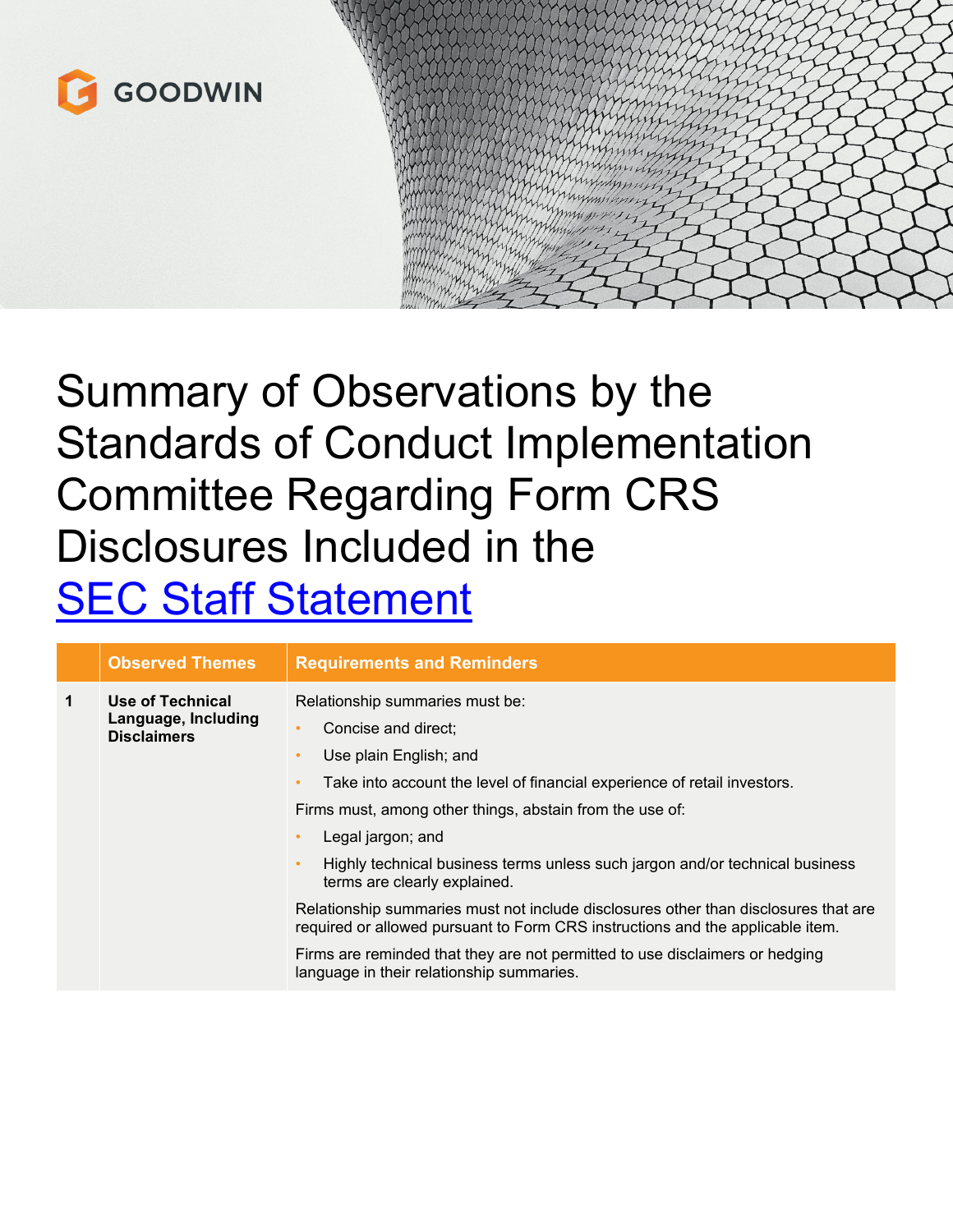GOODWIN

# Summary of Observations by the Standards of Conduct Implementation Committee Regarding Form CRS Disclosures Included in the [SEC Staff Statement]

| | Observed Themes | Requirements and Reminders |
|---|---|---|
| 1 | **Use of Technical Language, Including Disclaimers** | Relationship summaries must be:<br>• Concise and direct;<br>• Use plain English; and<br>• Take into account the level of financial experience of retail investors.<br>Firms must, among other things, abstain from the use of:<br>• Legal jargon; and<br>• Highly technical business terms unless such jargon and/or technical business terms are clearly explained.<br>Relationship summaries must not include disclosures other than disclosures that are required or allowed pursuant to Form CRS instructions and the applicable item.<br>Firms are reminded that they are not permitted to use disclaimers or hedging language in their relationship summaries. |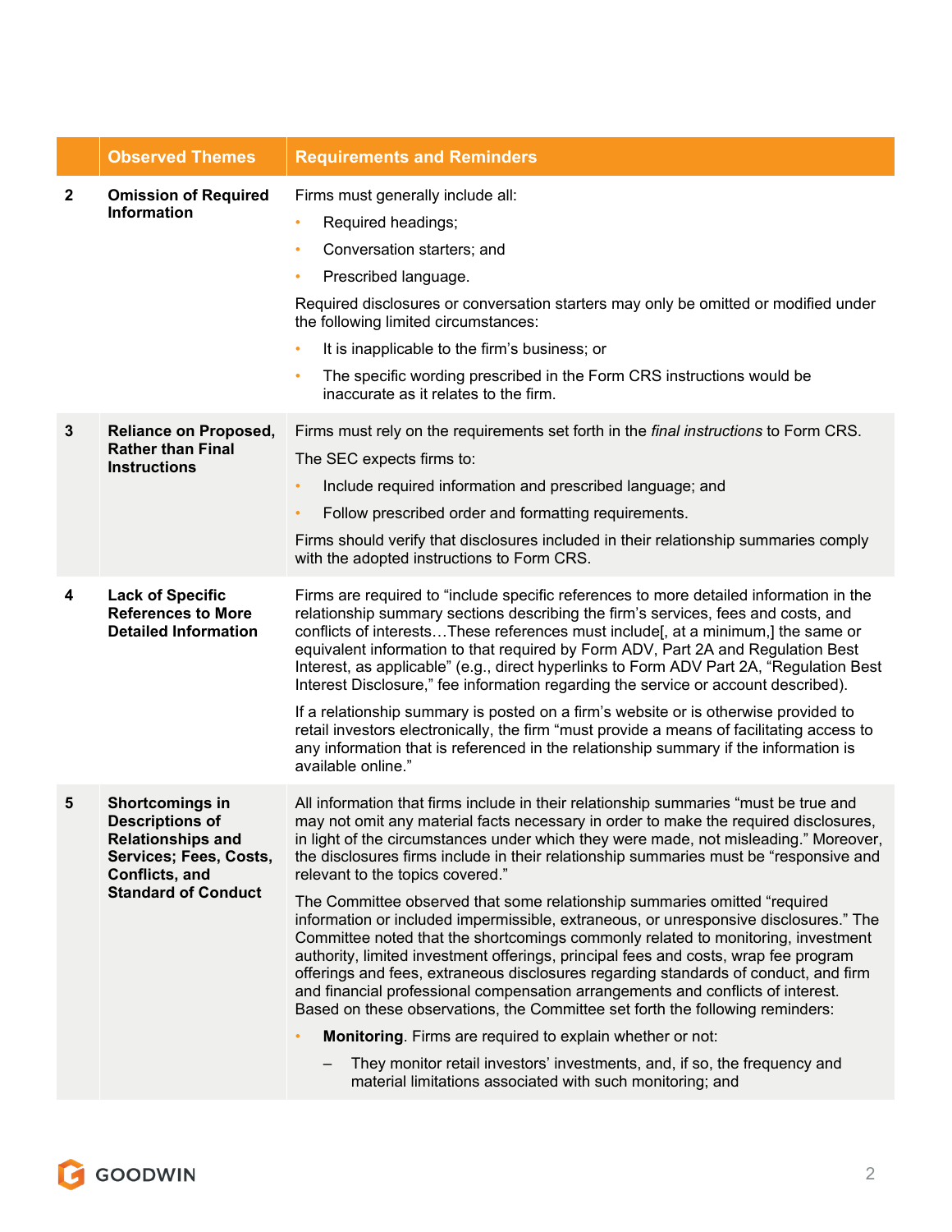| | Observed Themes | Requirements and Reminders |
|---|---|---|
| 2 | **Omission of Required Information** | Firms must generally include all:<br>• Required headings;<br>• Conversation starters; and<br>• Prescribed language.<br>Required disclosures or conversation starters may only be omitted or modified under the following limited circumstances:<br>• It is inapplicable to the firm's business; or<br>• The specific wording prescribed in the Form CRS instructions would be inaccurate as it relates to the firm. |
| 3 | **Reliance on Proposed, Rather than Final Instructions** | Firms must rely on the requirements set forth in the *final instructions* to Form CRS.<br>The SEC expects firms to:<br>• Include required information and prescribed language; and<br>• Follow prescribed order and formatting requirements.<br>Firms should verify that disclosures included in their relationship summaries comply with the adopted instructions to Form CRS. |
| 4 | **Lack of Specific References to More Detailed Information** | Firms are required to "include specific references to more detailed information in the relationship summary sections describing the firm's services, fees and costs, and conflicts of interests…These references must include[, at a minimum,] the same or equivalent information to that required by Form ADV, Part 2A and Regulation Best Interest, as applicable" (e.g., direct hyperlinks to Form ADV Part 2A, "Regulation Best Interest Disclosure," fee information regarding the service or account described).<br>If a relationship summary is posted on a firm's website or is otherwise provided to retail investors electronically, the firm "must provide a means of facilitating access to any information that is referenced in the relationship summary if the information is available online." |
| 5 | **Shortcomings in Descriptions of Relationships and Services; Fees, Costs, Conflicts, and Standard of Conduct** | All information that firms include in their relationship summaries "must be true and may not omit any material facts necessary in order to make the required disclosures, in light of the circumstances under which they were made, not misleading." Moreover, the disclosures firms include in their relationship summaries must be "responsive and relevant to the topics covered."<br>The Committee observed that some relationship summaries omitted "required information or included impermissible, extraneous, or unresponsive disclosures." The Committee noted that the shortcomings commonly related to monitoring, investment authority, limited investment offerings, principal fees and costs, wrap fee program offerings and fees, extraneous disclosures regarding standards of conduct, and firm and financial professional compensation arrangements and conflicts of interest. Based on these observations, the Committee set forth the following reminders:<br>• **Monitoring**. Firms are required to explain whether or not:<br>&nbsp;&nbsp;– They monitor retail investors' investments, and, if so, the frequency and material limitations associated with such monitoring; and |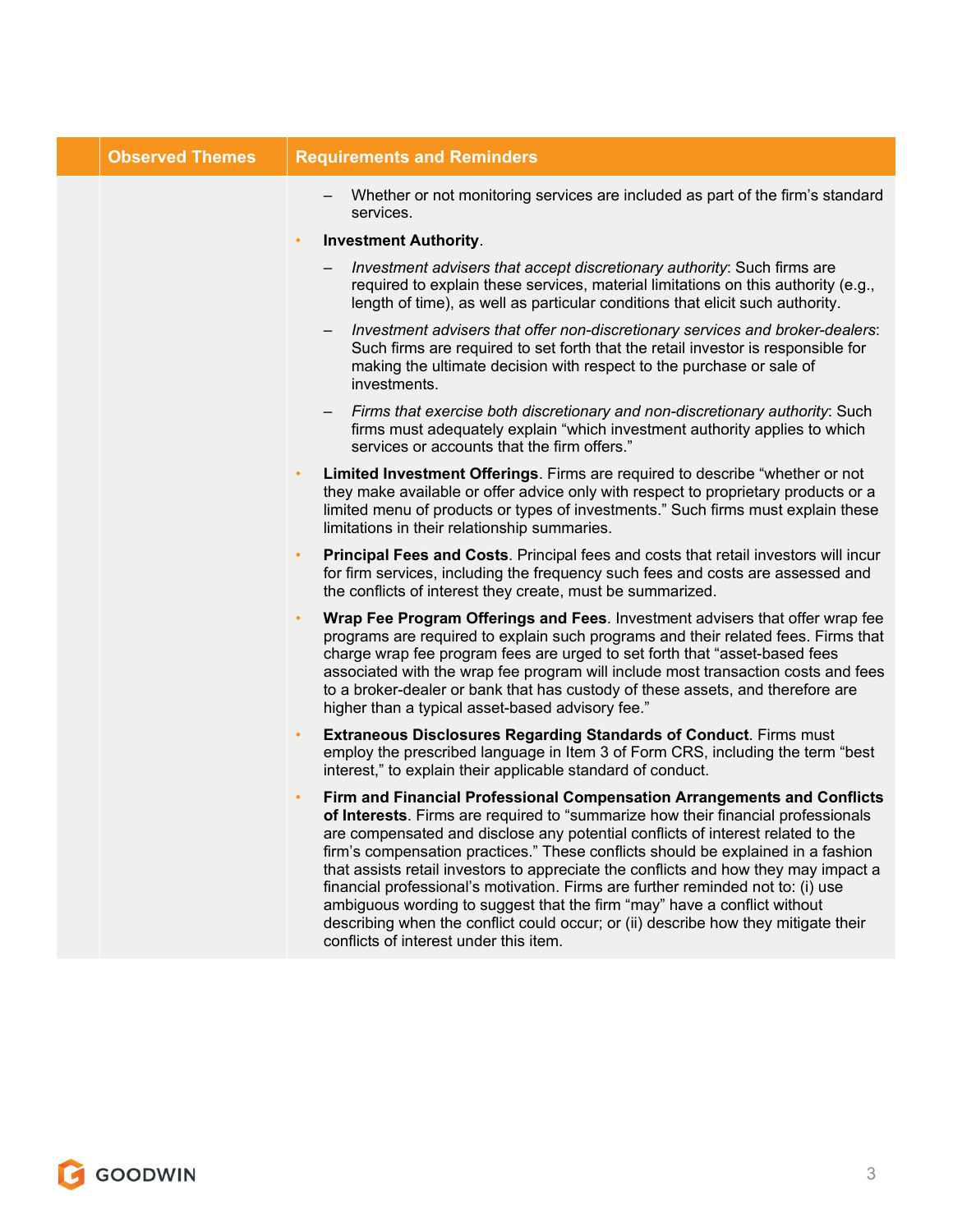| | Observed Themes | Requirements and Reminders |
|---|---|---|
| | | – Whether or not monitoring services are included as part of the firm's standard services.<br><br>• **Investment Authority**.<br><br>– *Investment advisers that accept discretionary authority*: Such firms are required to explain these services, material limitations on this authority (e.g., length of time), as well as particular conditions that elicit such authority.<br><br>– *Investment advisers that offer non-discretionary services and broker-dealers*: Such firms are required to set forth that the retail investor is responsible for making the ultimate decision with respect to the purchase or sale of investments.<br><br>– *Firms that exercise both discretionary and non-discretionary authority*: Such firms must adequately explain "which investment authority applies to which services or accounts that the firm offers."<br><br>• **Limited Investment Offerings**. Firms are required to describe "whether or not they make available or offer advice only with respect to proprietary products or a limited menu of products or types of investments." Such firms must explain these limitations in their relationship summaries.<br><br>• **Principal Fees and Costs**. Principal fees and costs that retail investors will incur for firm services, including the frequency such fees and costs are assessed and the conflicts of interest they create, must be summarized.<br><br>• **Wrap Fee Program Offerings and Fees**. Investment advisers that offer wrap fee programs are required to explain such programs and their related fees. Firms that charge wrap fee program fees are urged to set forth that "asset-based fees associated with the wrap fee program will include most transaction costs and fees to a broker-dealer or bank that has custody of these assets, and therefore are higher than a typical asset-based advisory fee."<br><br>• **Extraneous Disclosures Regarding Standards of Conduct**. Firms must employ the prescribed language in Item 3 of Form CRS, including the term "best interest," to explain their applicable standard of conduct.<br><br>• **Firm and Financial Professional Compensation Arrangements and Conflicts of Interests**. Firms are required to "summarize how their financial professionals are compensated and disclose any potential conflicts of interest related to the firm's compensation practices." These conflicts should be explained in a fashion that assists retail investors to appreciate the conflicts and how they may impact a financial professional's motivation. Firms are further reminded not to: (i) use ambiguous wording to suggest that the firm "may" have a conflict without describing when the conflict could occur; or (ii) describe how they mitigate their conflicts of interest under this item. |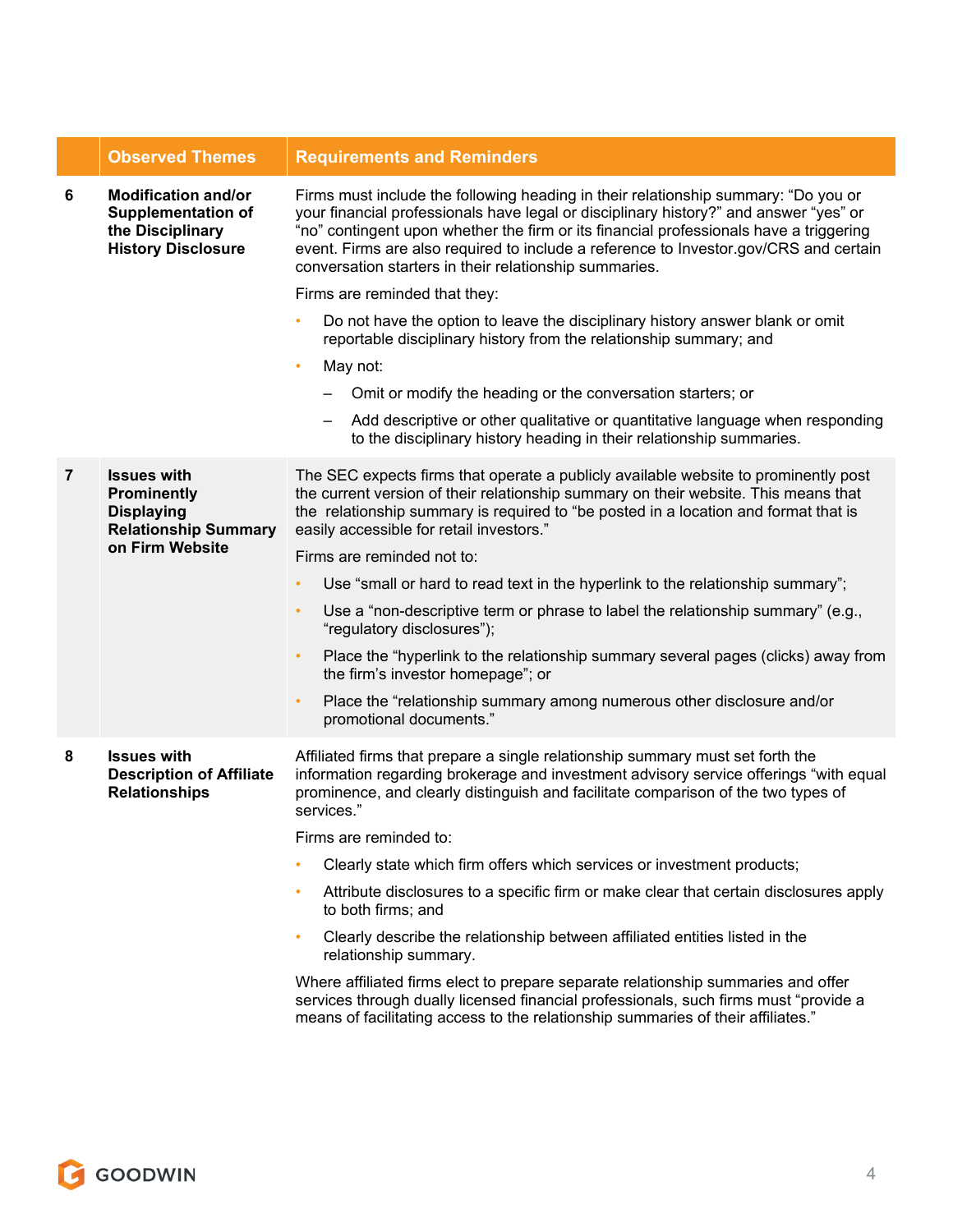| | Observed Themes | Requirements and Reminders |
|---|---|---|
| 6 | **Modification and/or Supplementation of the Disciplinary History Disclosure** | Firms must include the following heading in their relationship summary: "Do you or your financial professionals have legal or disciplinary history?" and answer "yes" or "no" contingent upon whether the firm or its financial professionals have a triggering event. Firms are also required to include a reference to Investor.gov/CRS and certain conversation starters in their relationship summaries.<br><br>Firms are reminded that they:<br>• Do not have the option to leave the disciplinary history answer blank or omit reportable disciplinary history from the relationship summary; and<br>• May not:<br>– Omit or modify the heading or the conversation starters; or<br>– Add descriptive or other qualitative or quantitative language when responding to the disciplinary history heading in their relationship summaries. |
| 7 | **Issues with Prominently Displaying Relationship Summary on Firm Website** | The SEC expects firms that operate a publicly available website to prominently post the current version of their relationship summary on their website. This means that the relationship summary is required to "be posted in a location and format that is easily accessible for retail investors."<br><br>Firms are reminded not to:<br>• Use "small or hard to read text in the hyperlink to the relationship summary";<br>• Use a "non-descriptive term or phrase to label the relationship summary" (e.g., "regulatory disclosures");<br>• Place the "hyperlink to the relationship summary several pages (clicks) away from the firm's investor homepage"; or<br>• Place the "relationship summary among numerous other disclosure and/or promotional documents." |
| 8 | **Issues with Description of Affiliate Relationships** | Affiliated firms that prepare a single relationship summary must set forth the information regarding brokerage and investment advisory service offerings "with equal prominence, and clearly distinguish and facilitate comparison of the two types of services."<br><br>Firms are reminded to:<br>• Clearly state which firm offers which services or investment products;<br>• Attribute disclosures to a specific firm or make clear that certain disclosures apply to both firms; and<br>• Clearly describe the relationship between affiliated entities listed in the relationship summary.<br><br>Where affiliated firms elect to prepare separate relationship summaries and offer services through dually licensed financial professionals, such firms must "provide a means of facilitating access to the relationship summaries of their affiliates." |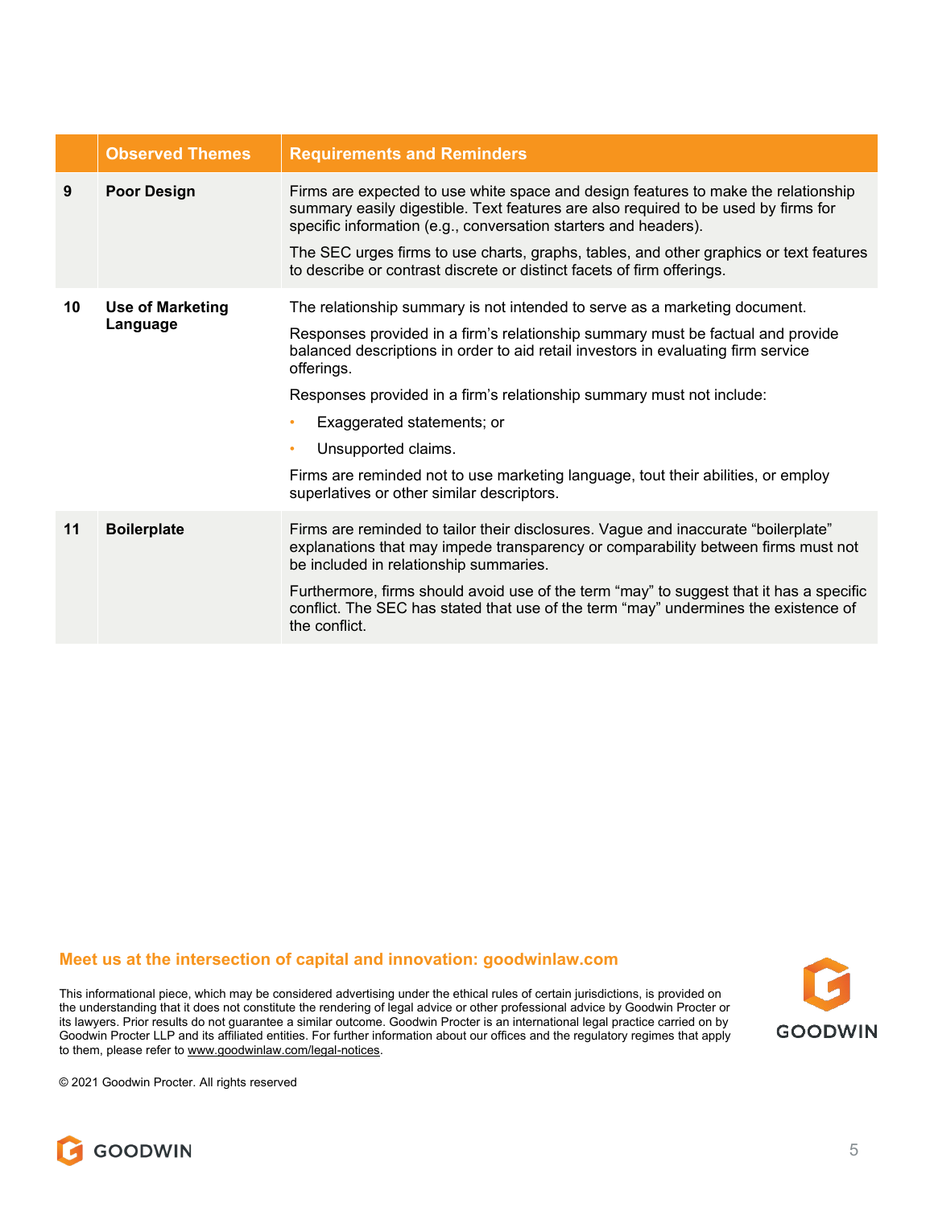| | Observed Themes | Requirements and Reminders |
|---|---|---|
| 9 | **Poor Design** | Firms are expected to use white space and design features to make the relationship summary easily digestible. Text features are also required to be used by firms for specific information (e.g., conversation starters and headers).<br><br>The SEC urges firms to use charts, graphs, tables, and other graphics or text features to describe or contrast discrete or distinct facets of firm offerings. |
| 10 | **Use of Marketing Language** | The relationship summary is not intended to serve as a marketing document.<br><br>Responses provided in a firm's relationship summary must be factual and provide balanced descriptions in order to aid retail investors in evaluating firm service offerings.<br><br>Responses provided in a firm's relationship summary must not include:<br>• Exaggerated statements; or<br>• Unsupported claims.<br><br>Firms are reminded not to use marketing language, tout their abilities, or employ superlatives or other similar descriptors. |
| 11 | **Boilerplate** | Firms are reminded to tailor their disclosures. Vague and inaccurate "boilerplate" explanations that may impede transparency or comparability between firms must not be included in relationship summaries.<br><br>Furthermore, firms should avoid use of the term "may" to suggest that it has a specific conflict. The SEC has stated that use of the term "may" undermines the existence of the conflict. |

**Meet us at the intersection of capital and innovation: goodwinlaw.com**

This informational piece, which may be considered advertising under the ethical rules of certain jurisdictions, is provided on the understanding that it does not constitute the rendering of legal advice or other professional advice by Goodwin Procter or its lawyers. Prior results do not guarantee a similar outcome. Goodwin Procter is an international legal practice carried on by Goodwin Procter LLP and its affiliated entities. For further information about our offices and the regulatory regimes that apply to them, please refer to www.goodwinlaw.com/legal-notices.

GOODWIN

© 2021 Goodwin Procter. All rights reserved